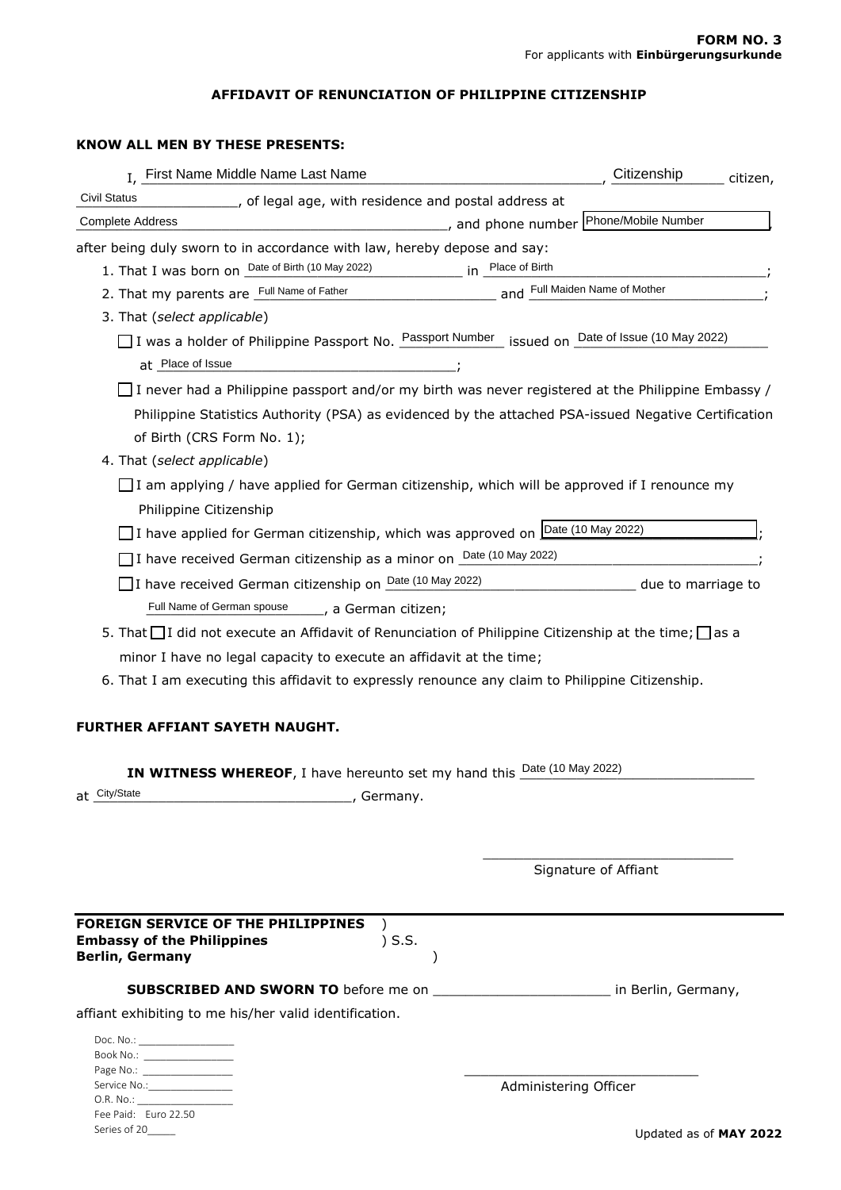**FORM NO. 3**
For applicants with **Einbürgerungsurkunde**

## AFFIDAVIT OF RENUNCIATION OF PHILIPPINE CITIZENSHIP

**KNOW ALL MEN BY THESE PRESENTS:**

I, First Name Middle Name Last Name, Citizenship citizen, Civil Status, of legal age, with residence and postal address at Complete Address, and phone number Phone/Mobile Number, after being duly sworn to in accordance with law, hereby depose and say:

1. That I was born on Date of Birth (10 May 2022) in Place of Birth;
2. That my parents are Full Name of Father and Full Maiden Name of Mother;
3. That (*select applicable*)
   - ☐ I was a holder of Philippine Passport No. Passport Number issued on Date of Issue (10 May 2022) at Place of Issue;
   - ☐ I never had a Philippine passport and/or my birth was never registered at the Philippine Embassy / Philippine Statistics Authority (PSA) as evidenced by the attached PSA-issued Negative Certification of Birth (CRS Form No. 1);
4. That (*select applicable*)
   - ☐ I am applying / have applied for German citizenship, which will be approved if I renounce my Philippine Citizenship
   - ☐ I have applied for German citizenship, which was approved on Date (10 May 2022);
   - ☐ I have received German citizenship as a minor on Date (10 May 2022);
   - ☐ I have received German citizenship on Date (10 May 2022) due to marriage to Full Name of German spouse, a German citizen;
5. That ☐ I did not execute an Affidavit of Renunciation of Philippine Citizenship at the time; ☐ as a minor I have no legal capacity to execute an affidavit at the time;
6. That I am executing this affidavit to expressly renounce any claim to Philippine Citizenship.

**FURTHER AFFIANT SAYETH NAUGHT.**

**IN WITNESS WHEREOF**, I have hereunto set my hand this Date (10 May 2022) at City/State, Germany.

_______________________________
Signature of Affiant

---

**FOREIGN SERVICE OF THE PHILIPPINES** )
**Embassy of the Philippines** ) S.S.
**Berlin, Germany** )

**SUBSCRIBED AND SWORN TO** before me on ______________________ in Berlin, Germany, affiant exhibiting to me his/her valid identification.

Doc. No.: ________________
Book No.: _______________
Page No.: ________________
Service No.:______________
O.R. No.: ________________
Fee Paid: Euro 22.50
Series of 20_____

_______________________________
Administering Officer

Updated as of **MAY 2022**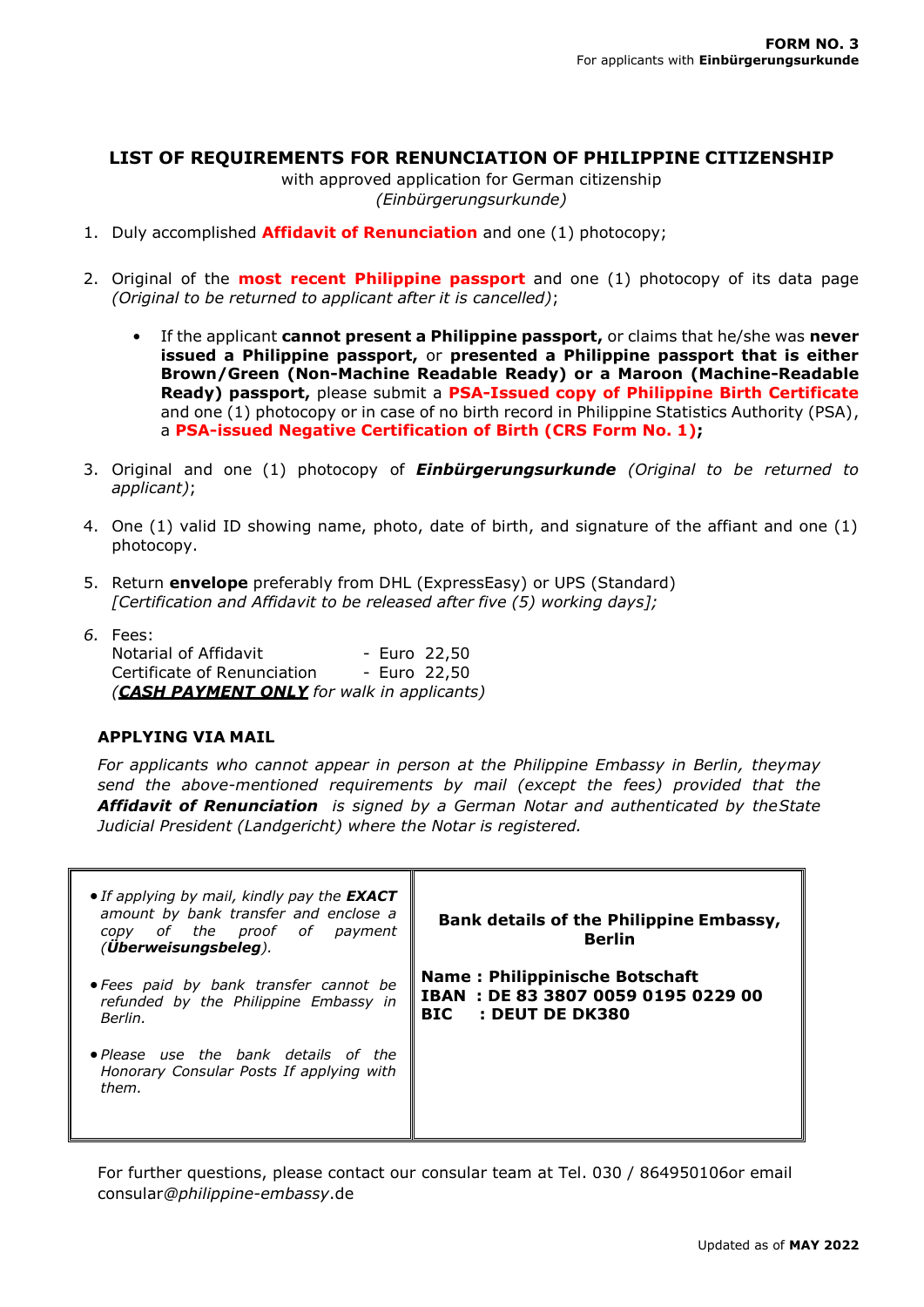**FORM NO. 3**
For applicants with **Einbürgerungsurkunde**

# LIST OF REQUIREMENTS FOR RENUNCIATION OF PHILIPPINE CITIZENSHIP

with approved application for German citizenship
*(Einbürgerungsurkunde)*

1. Duly accomplished **Affidavit of Renunciation** and one (1) photocopy;

2. Original of the **most recent Philippine passport** and one (1) photocopy of its data page *(Original to be returned to applicant after it is cancelled)*;

   - If the applicant **cannot present a Philippine passport,** or claims that he/she was **never issued a Philippine passport,** or **presented a Philippine passport that is either Brown/Green (Non-Machine Readable Ready) or a Maroon (Machine-Readable Ready) passport,** please submit a **PSA-Issued copy of Philippine Birth Certificate** and one (1) photocopy or in case of no birth record in Philippine Statistics Authority (PSA), a **PSA-issued Negative Certification of Birth (CRS Form No. 1);**

3. Original and one (1) photocopy of ***Einbürgerungsurkunde*** *(Original to be returned to applicant)*;

4. One (1) valid ID showing name, photo, date of birth, and signature of the affiant and one (1) photocopy.

5. Return **envelope** preferably from DHL (ExpressEasy) or UPS (Standard) *[Certification and Affidavit to be released after five (5) working days];*

6. Fees:
   Notarial of Affidavit - Euro 22,50
   Certificate of Renunciation - Euro 22,50
   *(**CASH PAYMENT ONLY** for walk in applicants)*

### APPLYING VIA MAIL

*For applicants who cannot appear in person at the Philippine Embassy in Berlin, theymay send the above-mentioned requirements by mail (except the fees) provided that the **Affidavit of Renunciation** is signed by a German Notar and authenticated by theState Judicial President (Landgericht) where the Notar is registered.*

| | |
|---|---|
| • *If applying by mail, kindly pay the **EXACT** amount by bank transfer and enclose a copy of the proof of payment (**Überweisungsbeleg**).* <br><br> • *Fees paid by bank transfer cannot be refunded by the Philippine Embassy in Berlin.* <br><br> • *Please use the bank details of the Honorary Consular Posts If applying with them.* | **Bank details of the Philippine Embassy, Berlin** <br><br> **Name : Philippinische Botschaft** <br> **IBAN : DE 83 3807 0059 0195 0229 00** <br> **BIC : DEUT DE DK380** |

For further questions, please contact our consular team at Tel. 030 / 864950106or email consular@*philippine-embassy*.de

Updated as of **MAY 2022**